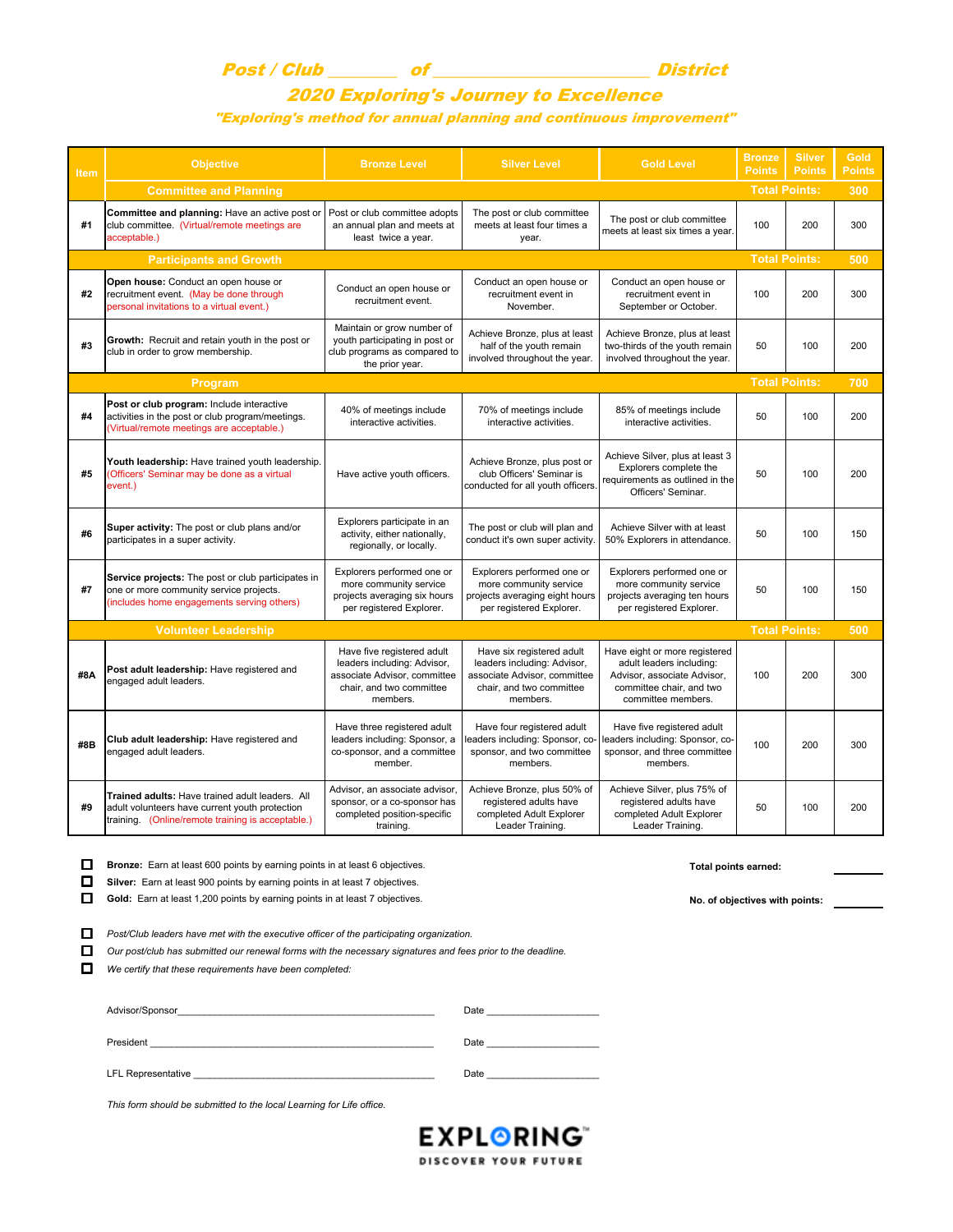# Post / Club _______ of _______________________ District

## 2020 Exploring's Journey to Excellence

*"Exploring's method for annual planning and continuous improvement"*

| Item | Objective | Bronze Level | Silver Level | Gold Level | Bronze Points | Silver Points | Gold Points |
|---|---|---|---|---|---|---|---|
| | **Committee and Planning** | | | | **Total Points:** | | **300** |
| #1 | **Committee and planning:** Have an active post or club committee. (Virtual/remote meetings are acceptable.) | Post or club committee adopts an annual plan and meets at least twice a year. | The post or club committee meets at least four times a year. | The post or club committee meets at least six times a year. | 100 | 200 | 300 |
| | **Participants and Growth** | | | | **Total Points:** | | **500** |
| #2 | **Open house:** Conduct an open house or recruitment event. (May be done through personal invitations to a virtual event.) | Conduct an open house or recruitment event. | Conduct an open house or recruitment event in November. | Conduct an open house or recruitment event in September or October. | 100 | 200 | 300 |
| #3 | **Growth:** Recruit and retain youth in the post or club in order to grow membership. | Maintain or grow number of youth participating in post or club programs as compared to the prior year. | Achieve Bronze, plus at least half of the youth remain involved throughout the year. | Achieve Bronze, plus at least two-thirds of the youth remain involved throughout the year. | 50 | 100 | 200 |
| | **Program** | | | | **Total Points:** | | **700** |
| #4 | **Post or club program:** Include interactive activities in the post or club program/meetings. (Virtual/remote meetings are acceptable.) | 40% of meetings include interactive activities. | 70% of meetings include interactive activities. | 85% of meetings include interactive activities. | 50 | 100 | 200 |
| #5 | **Youth leadership:** Have trained youth leadership. (Officers' Seminar may be done as a virtual event.) | Have active youth officers. | Achieve Bronze, plus post or club Officers' Seminar is conducted for all youth officers. | Achieve Silver, plus at least 3 Explorers complete the requirements as outlined in the Officers' Seminar. | 50 | 100 | 200 |
| #6 | **Super activity:** The post or club plans and/or participates in a super activity. | Explorers participate in an activity, either nationally, regionally, or locally. | The post or club will plan and conduct it's own super activity. | Achieve Silver with at least 50% Explorers in attendance. | 50 | 100 | 150 |
| #7 | **Service projects:** The post or club participates in one or more community service projects. (includes home engagements serving others) | Explorers performed one or more community service projects averaging six hours per registered Explorer. | Explorers performed one or more community service projects averaging eight hours per registered Explorer. | Explorers performed one or more community service projects averaging ten hours per registered Explorer. | 50 | 100 | 150 |
| | **Volunteer Leadership** | | | | **Total Points:** | | **500** |
| #8A | **Post adult leadership:** Have registered and engaged adult leaders. | Have five registered adult leaders including: Advisor, associate Advisor, committee chair, and two committee members. | Have six registered adult leaders including: Advisor, associate Advisor, committee chair, and two committee members. | Have eight or more registered adult leaders including: Advisor, associate Advisor, committee chair, and two committee members. | 100 | 200 | 300 |
| #8B | **Club adult leadership:** Have registered and engaged adult leaders. | Have three registered adult leaders including: Sponsor, a co-sponsor, and a committee member. | Have four registered adult leaders including: Sponsor, co-sponsor, and two committee members. | Have five registered adult leaders including: Sponsor, co-sponsor, and three committee members. | 100 | 200 | 300 |
| #9 | **Trained adults:** Have trained adult leaders. All adult volunteers have current youth protection training. (Online/remote training is acceptable.) | Advisor, an associate advisor, sponsor, or a co-sponsor has completed position-specific training. | Achieve Bronze, plus 50% of registered adults have completed Adult Explorer Leader Training. | Achieve Silver, plus 75% of registered adults have completed Adult Explorer Leader Training. | 50 | 100 | 200 |

☐ **Bronze:** Earn at least 600 points by earning points in at least 6 objectives.
☐ **Silver:** Earn at least 900 points by earning points in at least 7 objectives.
☐ **Gold:** Earn at least 1,200 points by earning points in at least 7 objectives.

**Total points earned:** __________

**No. of objectives with points:** __________

☐ *Post/Club leaders have met with the executive officer of the participating organization.*
☐ *Our post/club has submitted our renewal forms with the necessary signatures and fees prior to the deadline.*
☐ *We certify that these requirements have been completed:*

Advisor/Sponsor ______________________________________________ Date ____________________

President ______________________________________________ Date ____________________

LFL Representative ______________________________________________ Date ____________________

*This form should be submitted to the local Learning for Life office.*

EXPLORING™
DISCOVER YOUR FUTURE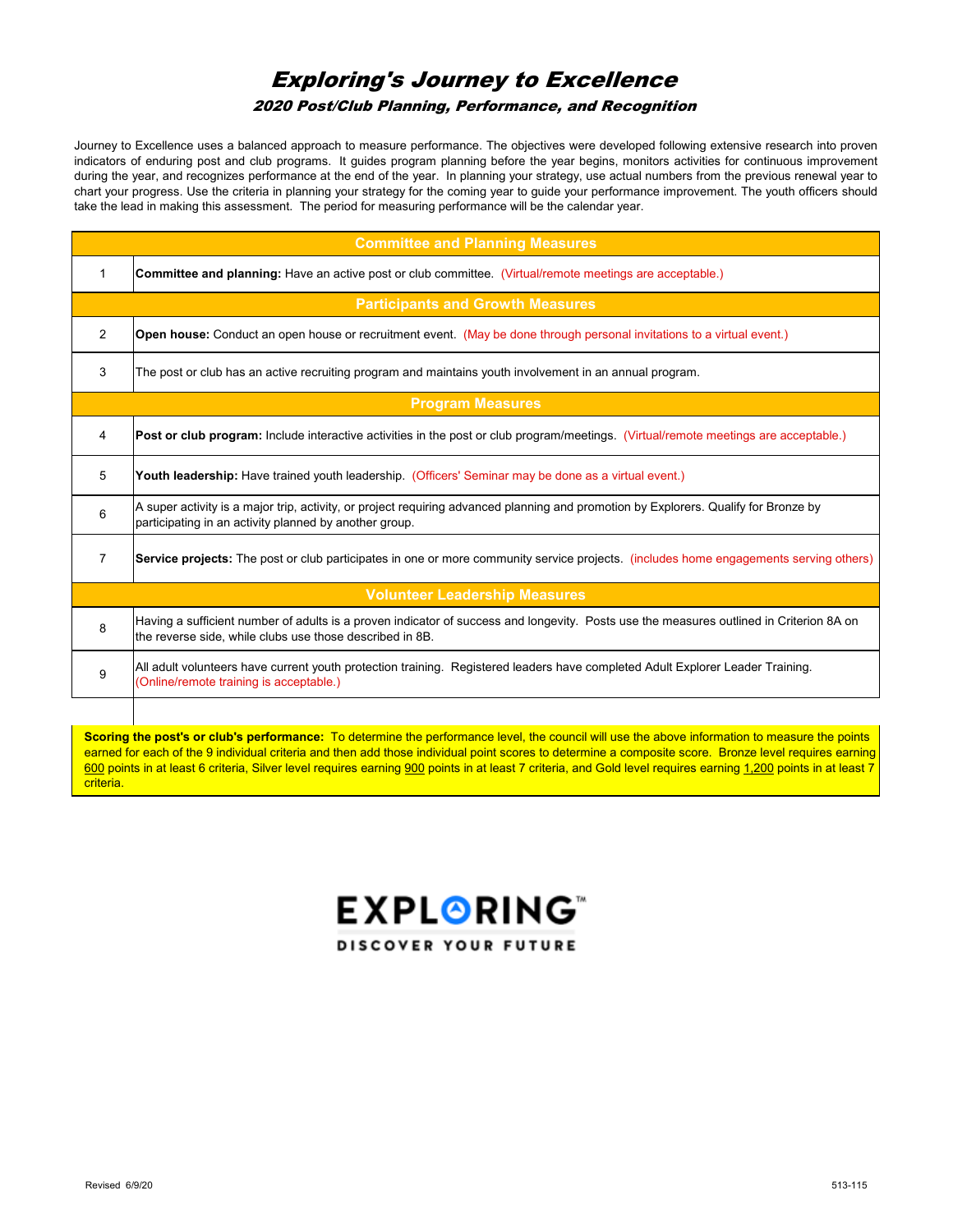# *Exploring's Journey to Excellence*

### *2020 Post/Club Planning, Performance, and Recognition*

Journey to Excellence uses a balanced approach to measure performance. The objectives were developed following extensive research into proven indicators of enduring post and club programs. It guides program planning before the year begins, monitors activities for continuous improvement during the year, and recognizes performance at the end of the year. In planning your strategy, use actual numbers from the previous renewal year to chart your progress. Use the criteria in planning your strategy for the coming year to guide your performance improvement. The youth officers should take the lead in making this assessment. The period for measuring performance will be the calendar year.

| | |
|---|---|
| | **Committee and Planning Measures** |
| 1 | **Committee and planning:** Have an active post or club committee. (Virtual/remote meetings are acceptable.) |
| | **Participants and Growth Measures** |
| 2 | **Open house:** Conduct an open house or recruitment event. (May be done through personal invitations to a virtual event.) |
| 3 | The post or club has an active recruiting program and maintains youth involvement in an annual program. |
| | **Program Measures** |
| 4 | **Post or club program:** Include interactive activities in the post or club program/meetings. (Virtual/remote meetings are acceptable.) |
| 5 | **Youth leadership:** Have trained youth leadership. (Officers' Seminar may be done as a virtual event.) |
| 6 | A super activity is a major trip, activity, or project requiring advanced planning and promotion by Explorers. Qualify for Bronze by participating in an activity planned by another group. |
| 7 | **Service projects:** The post or club participates in one or more community service projects. (includes home engagements serving others) |
| | **Volunteer Leadership Measures** |
| 8 | Having a sufficient number of adults is a proven indicator of success and longevity. Posts use the measures outlined in Criterion 8A on the reverse side, while clubs use those described in 8B. |
| 9 | All adult volunteers have current youth protection training. Registered leaders have completed Adult Explorer Leader Training. (Online/remote training is acceptable.) |

**Scoring the post's or club's performance:** To determine the performance level, the council will use the above information to measure the points earned for each of the 9 individual criteria and then add those individual point scores to determine a composite score. Bronze level requires earning 600 points in at least 6 criteria, Silver level requires earning 900 points in at least 7 criteria, and Gold level requires earning 1,200 points in at least 7 criteria.

EXPLORING™

DISCOVER YOUR FUTURE

Revised 6/9/20

513-115